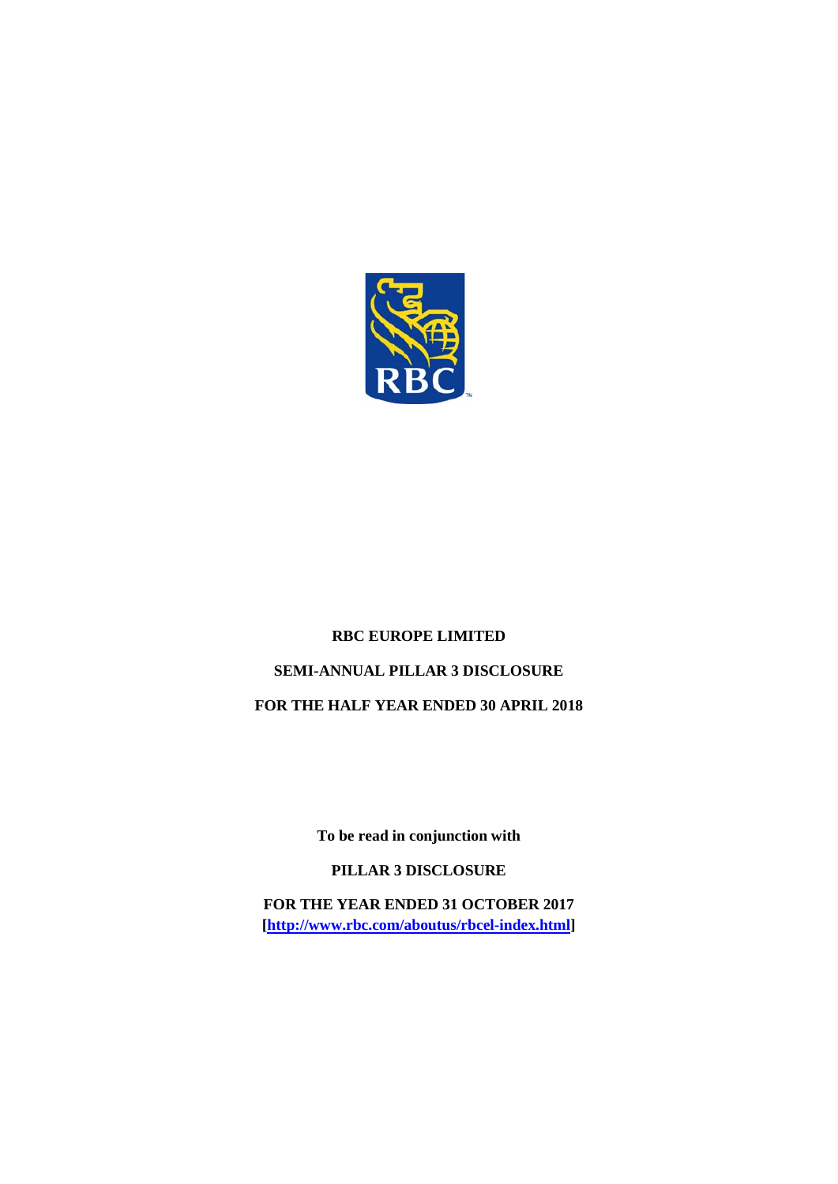# RBC EUROPE LIMITED

## SEMI-ANNUAL PILLAR 3 DISCLOSURE

## FOR THE HALF YEAR ENDED 30 APRIL 2018

**To be read in conjunction with**

**PILLAR 3 DISCLOSURE**

**FOR THE YEAR ENDED 31 OCTOBER 2017**
**[http://www.rbc.com/aboutus/rbcel-index.html]**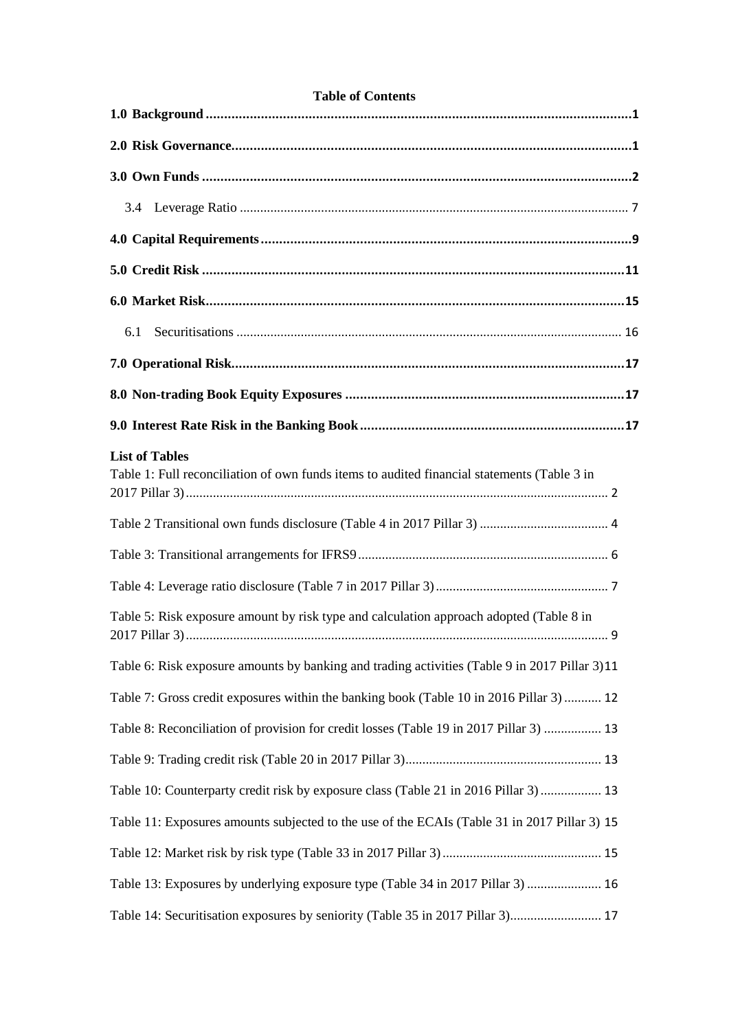**Table of Contents**

**1.0 Background** ....................................................................................................................**1**

**2.0 Risk Governance**............................................................................................................**1**

**3.0 Own Funds** .....................................................................................................................**2**

3.4 Leverage Ratio ................................................................................................................. 7

**4.0 Capital Requirements**.....................................................................................................**9**

**5.0 Credit Risk** ...................................................................................................................**11**

**6.0 Market Risk**..................................................................................................................**15**

6.1 Securitisations ................................................................................................................ 16

**7.0 Operational Risk**...........................................................................................................**17**

**8.0 Non-trading Book Equity Exposures** ............................................................................**17**

**9.0 Interest Rate Risk in the Banking Book**........................................................................**17**

**List of Tables**

Table 1: Full reconciliation of own funds items to audited financial statements (Table 3 in 2017 Pillar 3)........................................................................................................................... 2

Table 2 Transitional own funds disclosure (Table 4 in 2017 Pillar 3) ...................................... 4

Table 3: Transitional arrangements for IFRS9.......................................................................... 6

Table 4: Leverage ratio disclosure (Table 7 in 2017 Pillar 3)................................................... 7

Table 5: Risk exposure amount by risk type and calculation approach adopted (Table 8 in 2017 Pillar 3)............................................................................................................................ 9

Table 6: Risk exposure amounts by banking and trading activities (Table 9 in 2017 Pillar 3) 11

Table 7: Gross credit exposures within the banking book (Table 10 in 2016 Pillar 3) ........... 12

Table 8: Reconciliation of provision for credit losses (Table 19 in 2017 Pillar 3) ................. 13

Table 9: Trading credit risk (Table 20 in 2017 Pillar 3).......................................................... 13

Table 10: Counterparty credit risk by exposure class (Table 21 in 2016 Pillar 3) .................. 13

Table 11: Exposures amounts subjected to the use of the ECAIs (Table 31 in 2017 Pillar 3) 15

Table 12: Market risk by risk type (Table 33 in 2017 Pillar 3)............................................... 15

Table 13: Exposures by underlying exposure type (Table 34 in 2017 Pillar 3) ...................... 16

Table 14: Securitisation exposures by seniority (Table 35 in 2017 Pillar 3)........................... 17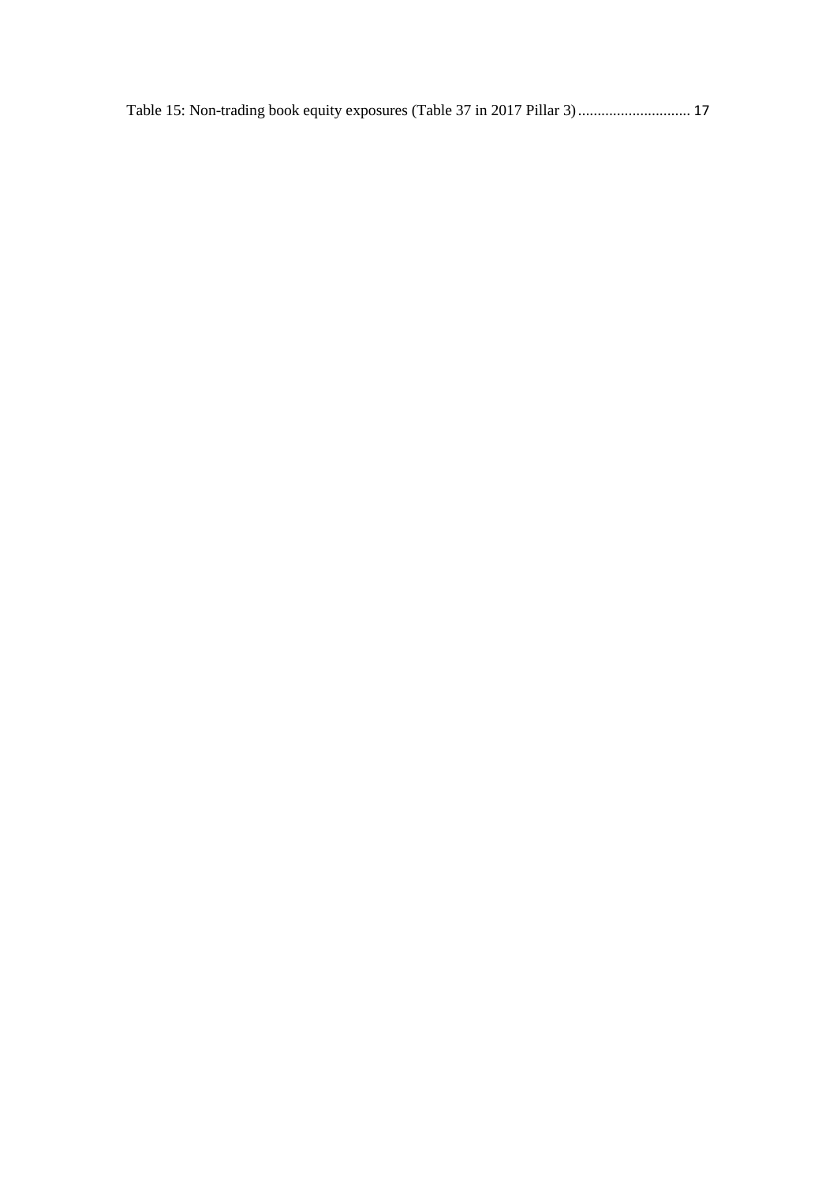Table 15: Non-trading book equity exposures (Table 37 in 2017 Pillar 3) ............................ 17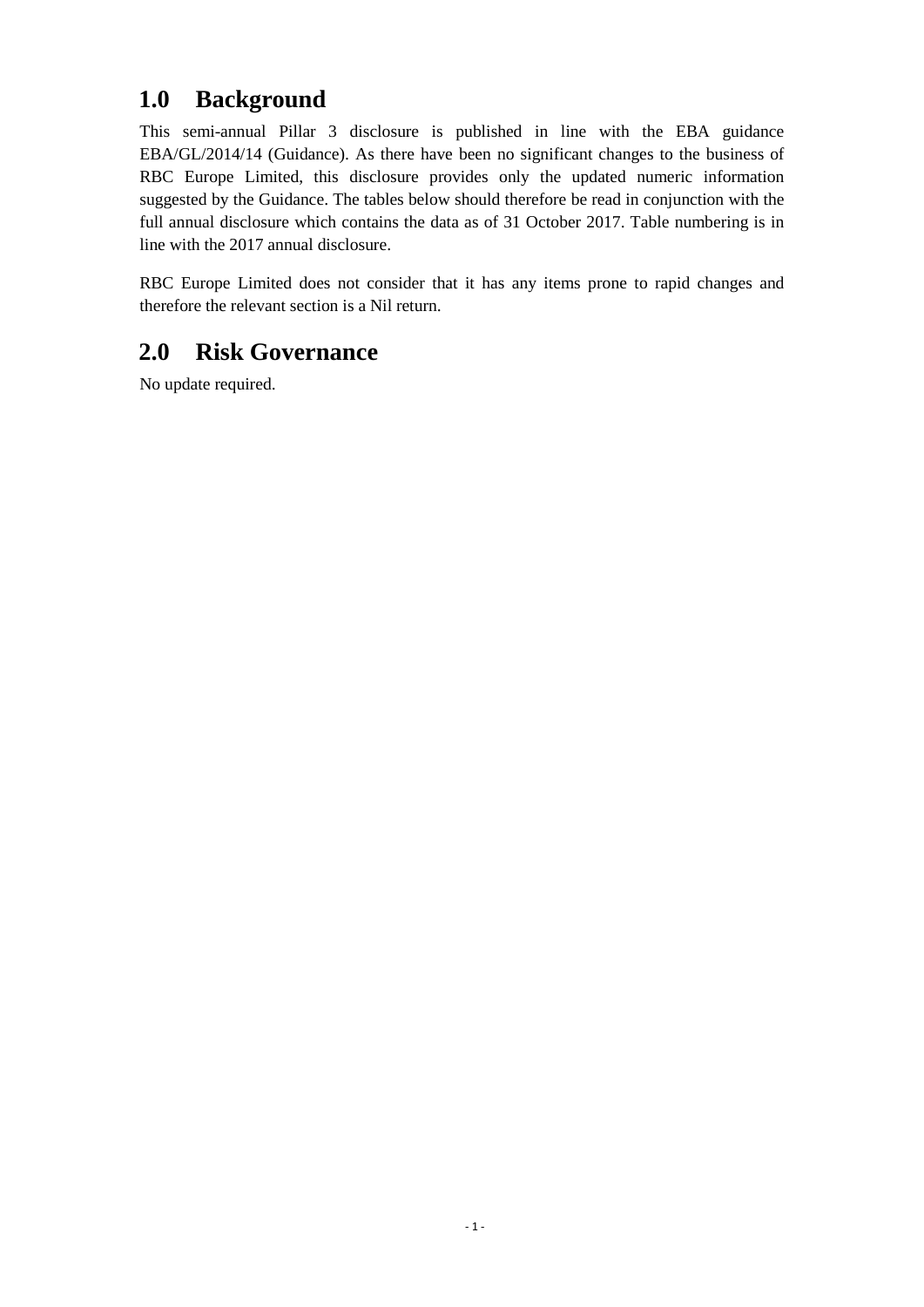# 1.0 Background

This semi-annual Pillar 3 disclosure is published in line with the EBA guidance EBA/GL/2014/14 (Guidance). As there have been no significant changes to the business of RBC Europe Limited, this disclosure provides only the updated numeric information suggested by the Guidance. The tables below should therefore be read in conjunction with the full annual disclosure which contains the data as of 31 October 2017. Table numbering is in line with the 2017 annual disclosure.

RBC Europe Limited does not consider that it has any items prone to rapid changes and therefore the relevant section is a Nil return.

# 2.0 Risk Governance

No update required.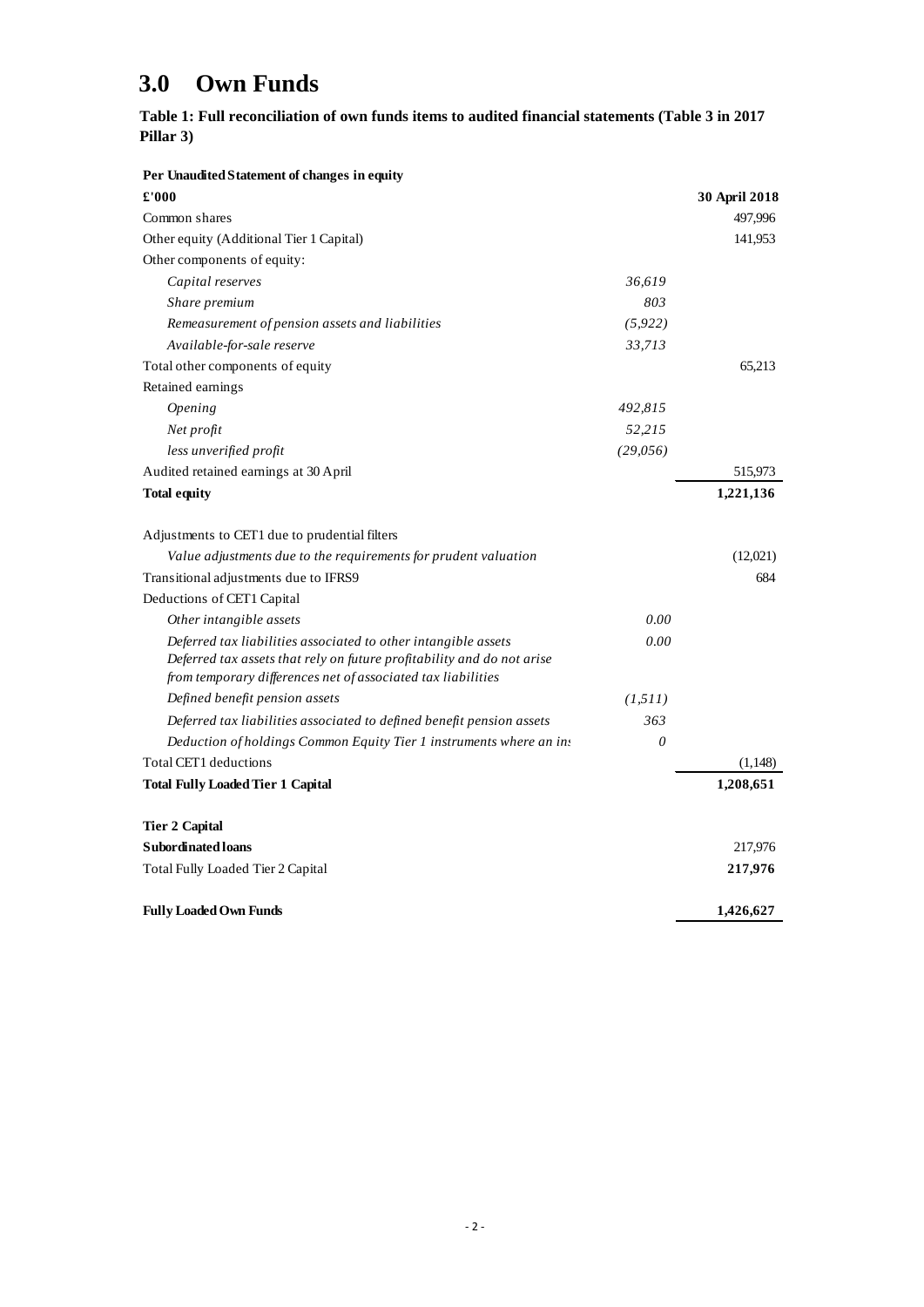# 3.0 Own Funds

**Table 1: Full reconciliation of own funds items to audited financial statements (Table 3 in 2017 Pillar 3)**

| **Per Unaudited Statement of changes in equity** | | |
|---|---|---|
| **£'000** | | **30 April 2018** |
| Common shares | | 497,996 |
| Other equity (Additional Tier 1 Capital) | | 141,953 |
| Other components of equity: | | |
| *Capital reserves* | *36,619* | |
| *Share premium* | *803* | |
| *Remeasurement of pension assets and liabilities* | *(5,922)* | |
| *Available-for-sale reserve* | *33,713* | |
| Total other components of equity | | 65,213 |
| Retained earnings | | |
| *Opening* | *492,815* | |
| *Net profit* | *52,215* | |
| *less unverified profit* | *(29,056)* | |
| Audited retained earnings at 30 April | | 515,973 |
| **Total equity** | | **1,221,136** |
| | | |
| Adjustments to CET1 due to prudential filters | | |
| *Value adjustments due to the requirements for prudent valuation* | | (12,021) |
| Transitional adjustments due to IFRS9 | | 684 |
| Deductions of CET1 Capital | | |
| *Other intangible assets* | *0.00* | |
| *Deferred tax liabilities associated to other intangible assets* | *0.00* | |
| *Deferred tax assets that rely on future profitability and do not arise from temporary differences net of associated tax liabilities* | | |
| *Defined benefit pension assets* | *(1,511)* | |
| *Deferred tax liabilities associated to defined benefit pension assets* | *363* | |
| *Deduction of holdings Common Equity Tier 1 instruments where an ins* | *0* | |
| Total CET1 deductions | | (1,148) |
| **Total Fully Loaded Tier 1 Capital** | | **1,208,651** |
| | | |
| **Tier 2 Capital** | | |
| **Subordinated loans** | | 217,976 |
| Total Fully Loaded Tier 2 Capital | | **217,976** |
| | | |
| **Fully Loaded Own Funds** | | **1,426,627** |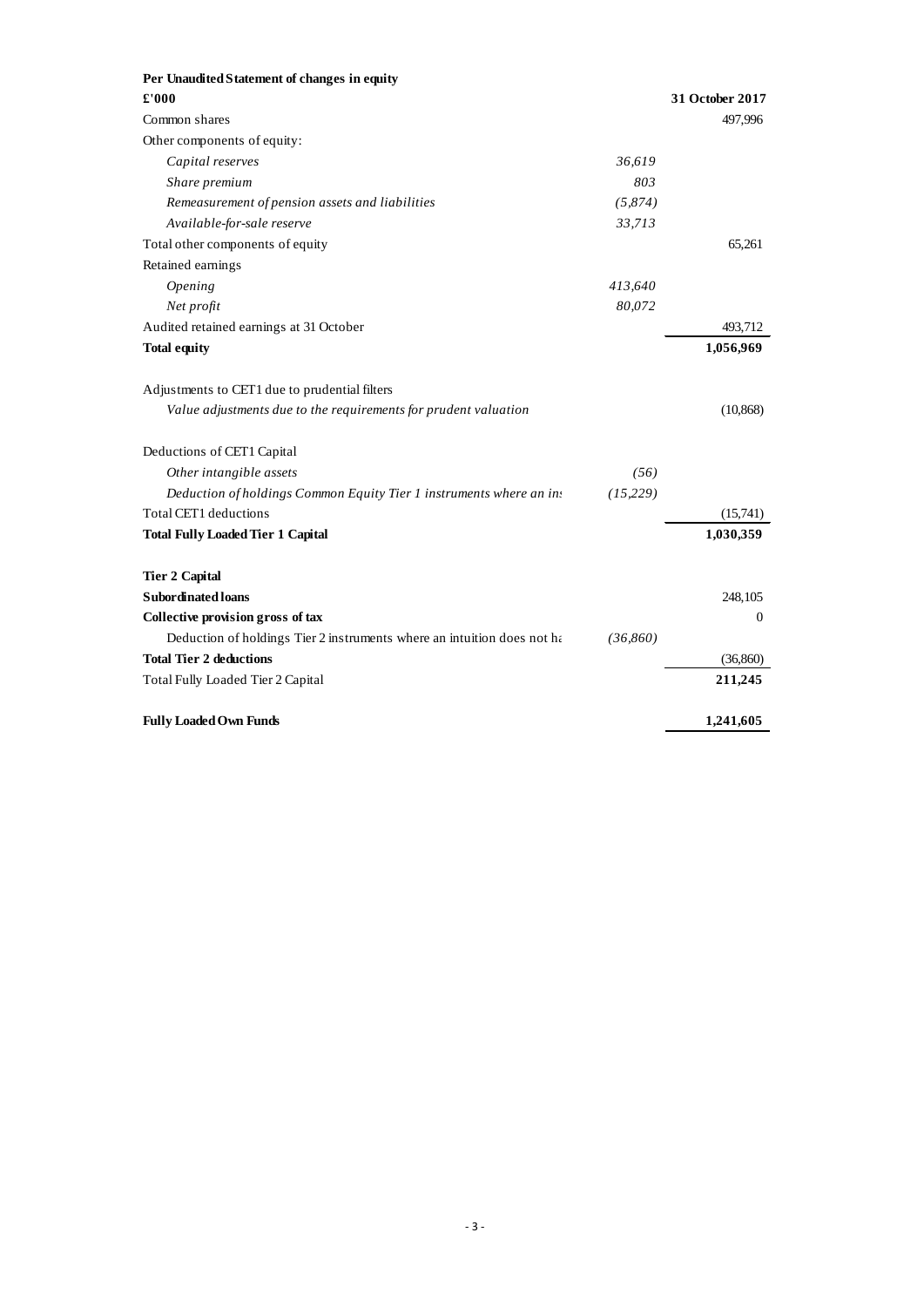| **Per Unaudited Statement of changes in equity** | | |
|---|---|---|
| **£'000** | | **31 October 2017** |
| Common shares | | 497,996 |
| Other components of equity: | | |
| *Capital reserves* | *36,619* | |
| *Share premium* | *803* | |
| *Remeasurement of pension assets and liabilities* | *(5,874)* | |
| *Available-for-sale reserve* | *33,713* | |
| Total other components of equity | | 65,261 |
| Retained earnings | | |
| *Opening* | *413,640* | |
| *Net profit* | *80,072* | |
| Audited retained earnings at 31 October | | 493,712 |
| **Total equity** | | **1,056,969** |
| | | |
| Adjustments to CET1 due to prudential filters | | |
| *Value adjustments due to the requirements for prudent valuation* | | (10,868) |
| | | |
| Deductions of CET1 Capital | | |
| *Other intangible assets* | *(56)* | |
| *Deduction of holdings Common Equity Tier 1 instruments where an ins* | *(15,229)* | |
| Total CET1 deductions | | (15,741) |
| **Total Fully Loaded Tier 1 Capital** | | **1,030,359** |
| | | |
| **Tier 2 Capital** | | |
| **Subordinated loans** | | 248,105 |
| **Collective provision gross of tax** | | 0 |
| Deduction of holdings Tier 2 instruments where an intuition does not ha | (36,860) | |
| **Total Tier 2 deductions** | | (36,860) |
| Total Fully Loaded Tier 2 Capital | | **211,245** |
| | | |
| **Fully Loaded Own Funds** | | **1,241,605** |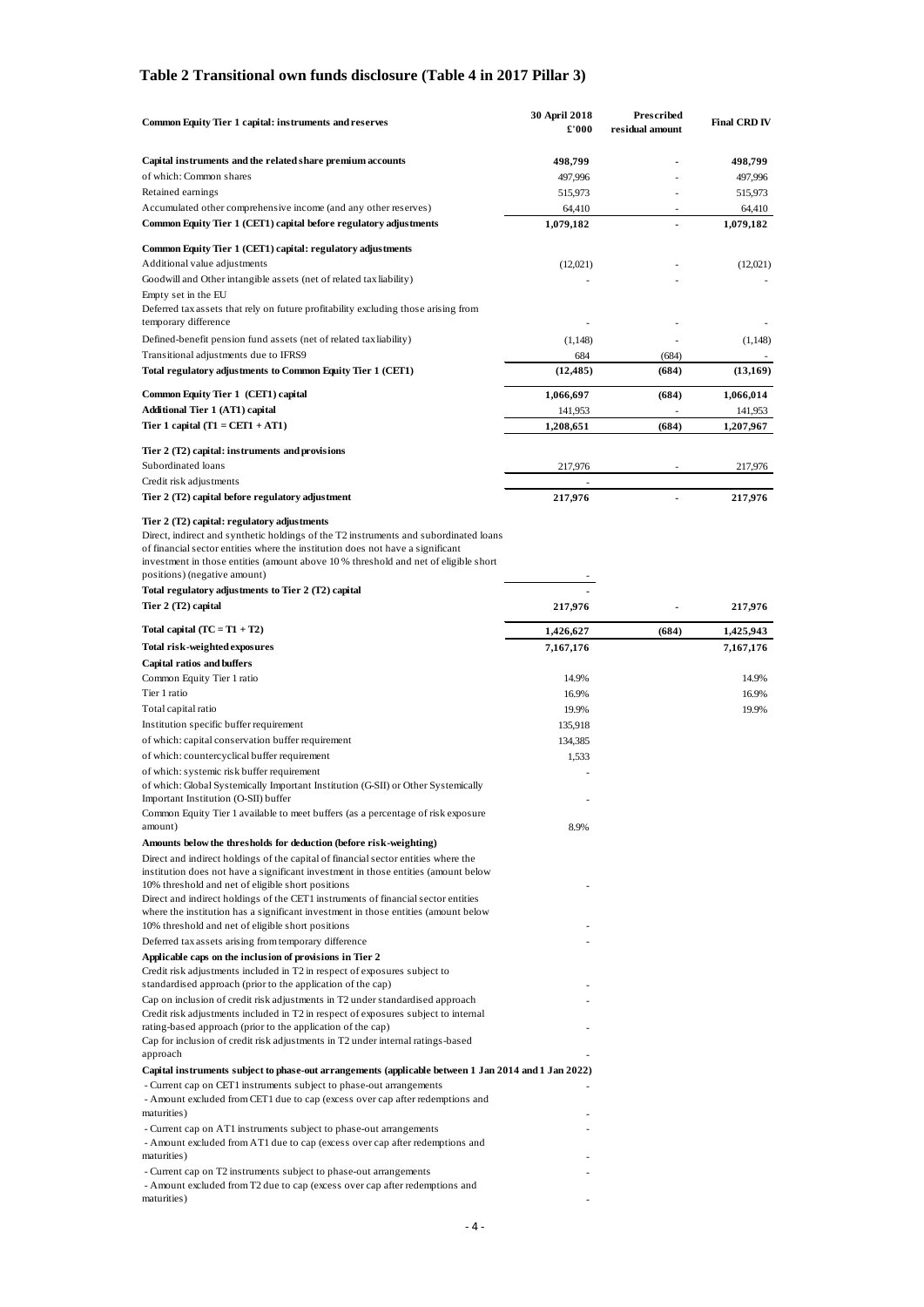## Table 2 Transitional own funds disclosure (Table 4 in 2017 Pillar 3)

| Common Equity Tier 1 capital: instruments and reserves | 30 April 2018 £'000 | Prescribed residual amount | Final CRD IV |
|---|---|---|---|
| **Capital instruments and the related share premium accounts** | **498,799** | - | **498,799** |
| of which: Common shares | 497,996 | - | 497,996 |
| Retained earnings | 515,973 | - | 515,973 |
| Accumulated other comprehensive income (and any other reserves) | 64,410 | - | 64,410 |
| **Common Equity Tier 1 (CET1) capital before regulatory adjustments** | **1,079,182** | - | **1,079,182** |
| **Common Equity Tier 1 (CET1) capital: regulatory adjustments** | | | |
| Additional value adjustments | (12,021) | - | (12,021) |
| Goodwill and Other intangible assets (net of related tax liability) | - | - | - |
| Empty set in the EU | | | |
| Deferred tax assets that rely on future profitability excluding those arising from temporary difference | - | - | - |
| Defined-benefit pension fund assets (net of related tax liability) | (1,148) | - | (1,148) |
| Transitional adjustments due to IFRS9 | 684 | (684) | - |
| **Total regulatory adjustments to Common Equity Tier 1 (CET1)** | **(12,485)** | **(684)** | **(13,169)** |
| **Common Equity Tier 1 (CET1) capital** | **1,066,697** | **(684)** | **1,066,014** |
| **Additional Tier 1 (AT1) capital** | 141,953 | - | 141,953 |
| **Tier 1 capital (T1 = CET1 + AT1)** | **1,208,651** | **(684)** | **1,207,967** |
| **Tier 2 (T2) capital: instruments and provisions** | | | |
| Subordinated loans | 217,976 | - | 217,976 |
| Credit risk adjustments | - | | |
| **Tier 2 (T2) capital before regulatory adjustment** | **217,976** | - | **217,976** |
| **Tier 2 (T2) capital: regulatory adjustments** | | | |
| Direct, indirect and synthetic holdings of the T2 instruments and subordinated loans of financial sector entities where the institution does not have a significant investment in those entities (amount above 10 % threshold and net of eligible short positions) (negative amount) | - | | |
| **Total regulatory adjustments to Tier 2 (T2) capital** | **-** | | |
| **Tier 2 (T2) capital** | **217,976** | - | **217,976** |
| **Total capital (TC = T1 + T2)** | **1,426,627** | **(684)** | **1,425,943** |
| **Total risk-weighted exposures** | **7,167,176** | | **7,167,176** |
| **Capital ratios and buffers** | | | |
| Common Equity Tier 1 ratio | 14.9% | | 14.9% |
| Tier 1 ratio | 16.9% | | 16.9% |
| Total capital ratio | 19.9% | | 19.9% |
| Institution specific buffer requirement | 135,918 | | |
| of which: capital conservation buffer requirement | 134,385 | | |
| of which: countercyclical buffer requirement | 1,533 | | |
| of which: systemic risk buffer requirement | - | | |
| of which: Global Systemically Important Institution (G-SII) or Other Systemically Important Institution (O-SII) buffer | - | | |
| Common Equity Tier 1 available to meet buffers (as a percentage of risk exposure amount) | 8.9% | | |
| **Amounts below the thresholds for deduction (before risk-weighting)** | | | |
| Direct and indirect holdings of the capital of financial sector entities where the institution does not have a significant investment in those entities (amount below 10% threshold and net of eligible short positions | - | | |
| Direct and indirect holdings of the CET1 instruments of financial sector entities where the institution has a significant investment in those entities (amount below 10% threshold and net of eligible short positions | - | | |
| Deferred tax assets arising from temporary difference | - | | |
| **Applicable caps on the inclusion of provisions in Tier 2** | | | |
| Credit risk adjustments included in T2 in respect of exposures subject to standardised approach (prior to the application of the cap) | - | | |
| Cap on inclusion of credit risk adjustments in T2 under standardised approach | - | | |
| Credit risk adjustments included in T2 in respect of exposures subject to internal rating-based approach (prior to the application of the cap) | - | | |
| Cap for inclusion of credit risk adjustments in T2 under internal ratings-based approach | - | | |
| **Capital instruments subject to phase-out arrangements (applicable between 1 Jan 2014 and 1 Jan 2022)** | | | |
| - Current cap on CET1 instruments subject to phase-out arrangements | - | | |
| - Amount excluded from CET1 due to cap (excess over cap after redemptions and maturities) | - | | |
| - Current cap on AT1 instruments subject to phase-out arrangements | - | | |
| - Amount excluded from AT1 due to cap (excess over cap after redemptions and maturities) | - | | |
| - Current cap on T2 instruments subject to phase-out arrangements | - | | |
| - Amount excluded from T2 due to cap (excess over cap after redemptions and maturities) | - | | |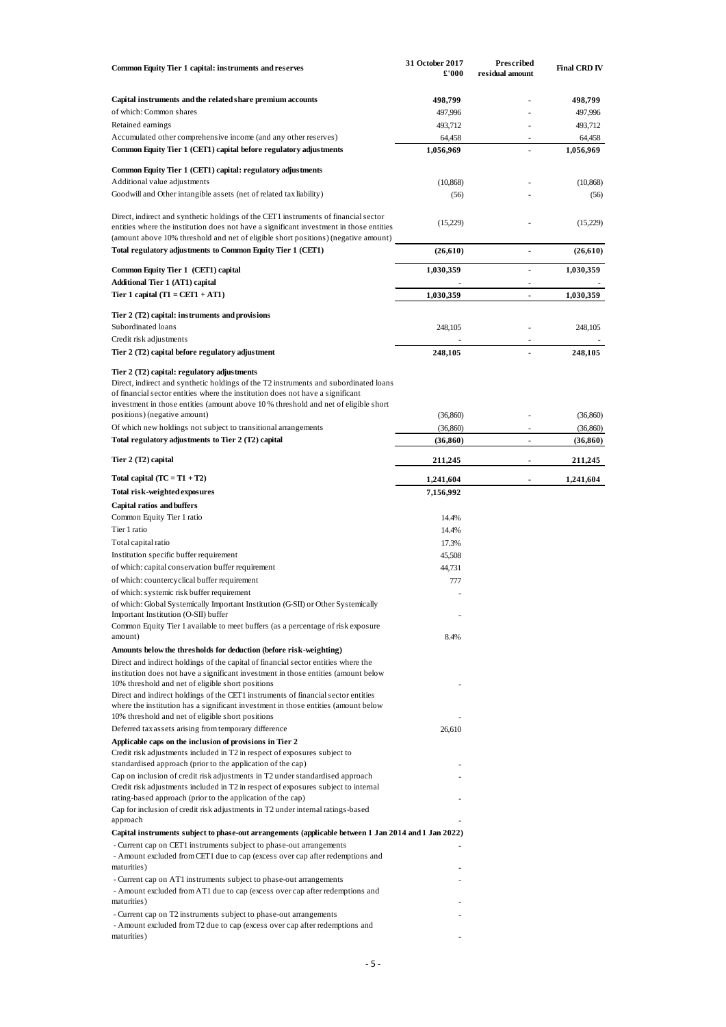| Common Equity Tier 1 capital: instruments and reserves | 31 October 2017 £'000 | Prescribed residual amount | Final CRD IV |
|---|---|---|---|
| **Capital instruments and the related share premium accounts** | **498,799** | - | **498,799** |
| of which: Common shares | 497,996 | - | 497,996 |
| Retained earnings | 493,712 | - | 493,712 |
| Accumulated other comprehensive income (and any other reserves) | 64,458 | - | 64,458 |
| **Common Equity Tier 1 (CET1) capital before regulatory adjustments** | **1,056,969** | - | **1,056,969** |
| **Common Equity Tier 1 (CET1) capital: regulatory adjustments** | | | |
| Additional value adjustments | (10,868) | - | (10,868) |
| Goodwill and Other intangible assets (net of related tax liability) | (56) | - | (56) |
| Direct, indirect and synthetic holdings of the CET1 instruments of financial sector entities where the institution does not have a significant investment in those entities (amount above 10% threshold and net of eligible short positions) (negative amount) | (15,229) | - | (15,229) |
| **Total regulatory adjustments to Common Equity Tier 1 (CET1)** | **(26,610)** | - | **(26,610)** |
| **Common Equity Tier 1 (CET1) capital** | **1,030,359** | - | **1,030,359** |
| **Additional Tier 1 (AT1) capital** | - | - | - |
| **Tier 1 capital (T1 = CET1 + AT1)** | **1,030,359** | - | **1,030,359** |
| **Tier 2 (T2) capital: instruments and provisions** | | | |
| Subordinated loans | 248,105 | - | 248,105 |
| Credit risk adjustments | - | - | - |
| **Tier 2 (T2) capital before regulatory adjustment** | **248,105** | - | **248,105** |
| **Tier 2 (T2) capital: regulatory adjustments** | | | |
| Direct, indirect and synthetic holdings of the T2 instruments and subordinated loans of financial sector entities where the institution does not have a significant investment in those entities (amount above 10 % threshold and net of eligible short positions) (negative amount) | (36,860) | - | (36,860) |
| Of which new holdings not subject to transitional arrangements | (36,860) | - | (36,860) |
| **Total regulatory adjustments to Tier 2 (T2) capital** | **(36,860)** | - | **(36,860)** |
| **Tier 2 (T2) capital** | **211,245** | - | **211,245** |
| **Total capital (TC = T1 + T2)** | **1,241,604** | - | **1,241,604** |
| **Total risk-weighted exposures** | **7,156,992** | | |
| **Capital ratios and buffers** | | | |
| Common Equity Tier 1 ratio | 14.4% | | |
| Tier 1 ratio | 14.4% | | |
| Total capital ratio | 17.3% | | |
| Institution specific buffer requirement | 45,508 | | |
| of which: capital conservation buffer requirement | 44,731 | | |
| of which: countercyclical buffer requirement | 777 | | |
| of which: systemic risk buffer requirement | - | | |
| of which: Global Systemically Important Institution (G-SII) or Other Systemically Important Institution (O-SII) buffer | - | | |
| Common Equity Tier 1 available to meet buffers (as a percentage of risk exposure amount) | 8.4% | | |
| **Amounts below the thresholds for deduction (before risk-weighting)** | | | |
| Direct and indirect holdings of the capital of financial sector entities where the institution does not have a significant investment in those entities (amount below 10% threshold and net of eligible short positions | - | | |
| Direct and indirect holdings of the CET1 instruments of financial sector entities where the institution has a significant investment in those entities (amount below 10% threshold and net of eligible short positions | - | | |
| Deferred tax assets arising from temporary difference | 26,610 | | |
| **Applicable caps on the inclusion of provisions in Tier 2** | | | |
| Credit risk adjustments included in T2 in respect of exposures subject to standardised approach (prior to the application of the cap) | - | | |
| Cap on inclusion of credit risk adjustments in T2 under standardised approach | - | | |
| Credit risk adjustments included in T2 in respect of exposures subject to internal rating-based approach (prior to the application of the cap) | - | | |
| Cap for inclusion of credit risk adjustments in T2 under internal ratings-based approach | - | | |
| **Capital instruments subject to phase-out arrangements (applicable between 1 Jan 2014 and 1 Jan 2022)** | | | |
| - Current cap on CET1 instruments subject to phase-out arrangements | - | | |
| - Amount excluded from CET1 due to cap (excess over cap after redemptions and maturities) | - | | |
| - Current cap on AT1 instruments subject to phase-out arrangements | - | | |
| - Amount excluded from AT1 due to cap (excess over cap after redemptions and maturities) | - | | |
| - Current cap on T2 instruments subject to phase-out arrangements | - | | |
| - Amount excluded from T2 due to cap (excess over cap after redemptions and maturities) | - | | |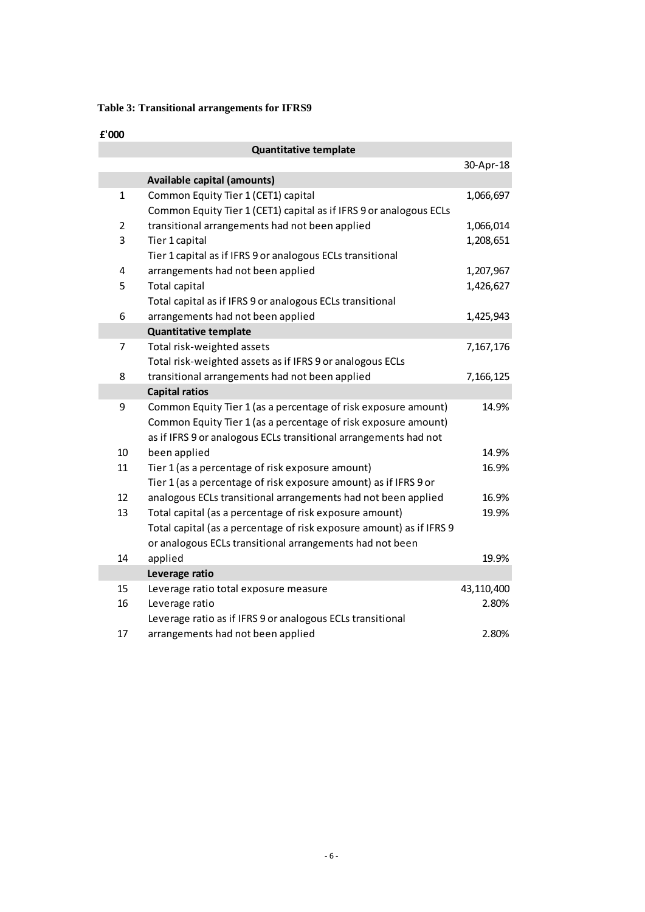**Table 3: Transitional arrangements for IFRS9**

**£'000**

| | **Quantitative template** | |
|---|---|---|
| | | 30-Apr-18 |
| | **Available capital (amounts)** | |
| 1 | Common Equity Tier 1 (CET1) capital | 1,066,697 |
| 2 | Common Equity Tier 1 (CET1) capital as if IFRS 9 or analogous ECLs transitional arrangements had not been applied | 1,066,014 |
| 3 | Tier 1 capital | 1,208,651 |
| 4 | Tier 1 capital as if IFRS 9 or analogous ECLs transitional arrangements had not been applied | 1,207,967 |
| 5 | Total capital | 1,426,627 |
| 6 | Total capital as if IFRS 9 or analogous ECLs transitional arrangements had not been applied | 1,425,943 |
| | **Quantitative template** | |
| 7 | Total risk-weighted assets | 7,167,176 |
| 8 | Total risk-weighted assets as if IFRS 9 or analogous ECLs transitional arrangements had not been applied | 7,166,125 |
| | **Capital ratios** | |
| 9 | Common Equity Tier 1 (as a percentage of risk exposure amount) | 14.9% |
| 10 | Common Equity Tier 1 (as a percentage of risk exposure amount) as if IFRS 9 or analogous ECLs transitional arrangements had not been applied | 14.9% |
| 11 | Tier 1 (as a percentage of risk exposure amount) | 16.9% |
| 12 | Tier 1 (as a percentage of risk exposure amount) as if IFRS 9 or analogous ECLs transitional arrangements had not been applied | 16.9% |
| 13 | Total capital (as a percentage of risk exposure amount) | 19.9% |
| 14 | Total capital (as a percentage of risk exposure amount) as if IFRS 9 or analogous ECLs transitional arrangements had not been applied | 19.9% |
| | **Leverage ratio** | |
| 15 | Leverage ratio total exposure measure | 43,110,400 |
| 16 | Leverage ratio | 2.80% |
| 17 | Leverage ratio as if IFRS 9 or analogous ECLs transitional arrangements had not been applied | 2.80% |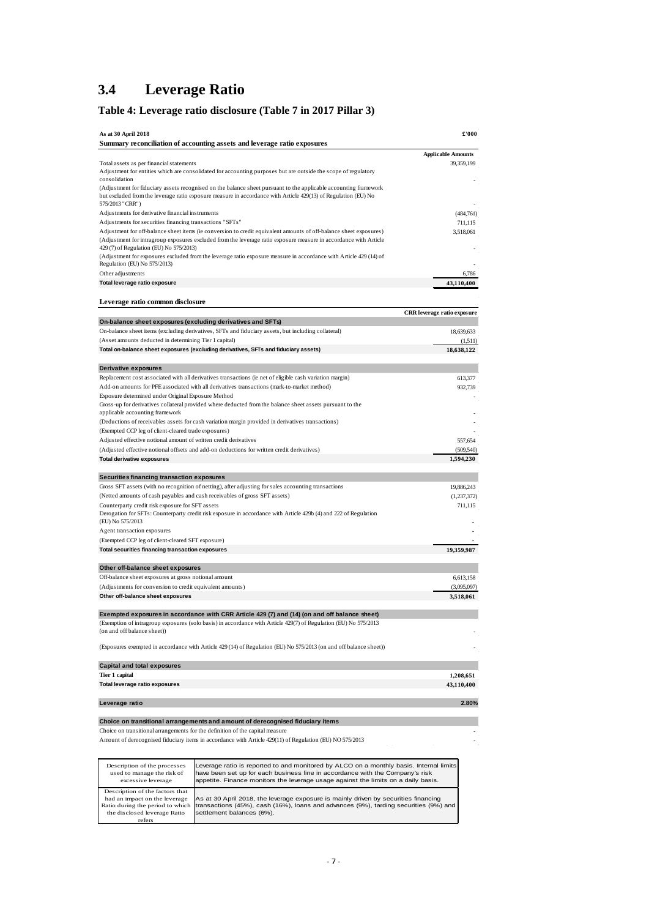## 3.4 Leverage Ratio

### Table 4: Leverage ratio disclosure (Table 7 in 2017 Pillar 3)

| As at 30 April 2018 | £'000 |
|---|---|
| **Summary reconciliation of accounting assets and leverage ratio exposures** | |
| | **Applicable Amounts** |
| Total assets as per financial statements | 39,359,199 |
| Adjustment for entities which are consolidated for accounting purposes but are outside the scope of regulatory consolidation | - |
| (Adjustment for fiduciary assets recognised on the balance sheet pursuant to the applicable accounting framework but excluded from the leverage ratio exposure measure in accordance with Article 429(13) of Regulation (EU) No 575/2013 "CRR") | - |
| Adjustments for derivative financial instruments | (484,761) |
| Adjustments for securities financing transactions "SFTs" | 711,115 |
| Adjustment for off-balance sheet items (ie conversion to credit equivalent amounts of off-balance sheet exposures) | 3,518,061 |
| (Adjustment for intragroup exposures excluded from the leverage ratio exposure measure in accordance with Article 429 (7) of Regulation (EU) No 575/2013) | - |
| (Adjustment for exposures excluded from the leverage ratio exposure measure in accordance with Article 429 (14) of Regulation (EU) No 575/2013) | - |
| Other adjustments | 6,786 |
| **Total leverage ratio exposure** | **43,110,400** |

**Leverage ratio common disclosure**

| | **CRR leverage ratio exposure** |
|---|---|
| **On-balance sheet exposures (excluding derivatives and SFTs)** | |
| On-balance sheet items (excluding derivatives, SFTs and fiduciary assets, but including collateral) | 18,639,633 |
| (Asset amounts deducted in determining Tier 1 capital) | (1,511) |
| **Total on-balance sheet exposures (excluding derivatives, SFTs and fiduciary assets)** | **18,638,122** |
| **Derivative exposures** | |
| Replacement cost associated with all derivatives transactions (ie net of eligible cash variation margin) | 613,377 |
| Add-on amounts for PFE associated with all derivatives transactions (mark-to-market method) | 932,739 |
| Exposure determined under Original Exposure Method | - |
| Gross-up for derivatives collateral provided where deducted from the balance sheet assets pursuant to the applicable accounting framework | - |
| (Deductions of receivables assets for cash variation margin provided in derivatives transactions) | - |
| (Exempted CCP leg of client-cleared trade exposures) | - |
| Adjusted effective notional amount of written credit derivatives | 557,654 |
| (Adjusted effective notional offsets and add-on deductions for written credit derivatives) | (509,540) |
| **Total derivative exposures** | **1,594,230** |
| **Securities financing transaction exposures** | |
| Gross SFT assets (with no recognition of netting), after adjusting for sales accounting transactions | 19,886,243 |
| (Netted amounts of cash payables and cash receivables of gross SFT assets) | (1,237,372) |
| Counterparty credit risk exposure for SFT assets | 711,115 |
| Derogation for SFTs: Counterparty credit risk exposure in accordance with Article 429b (4) and 222 of Regulation (EU) No 575/2013 | - |
| Agent transaction exposures | - |
| (Exempted CCP leg of client-cleared SFT exposure) | - |
| **Total securities financing transaction exposures** | **19,359,987** |
| **Other off-balance sheet exposures** | |
| Off-balance sheet exposures at gross notional amount | 6,613,158 |
| (Adjustments for conversion to credit equivalent amounts) | (3,095,097) |
| **Other off-balance sheet exposures** | **3,518,061** |
| **Exempted exposures in accordance with CRR Article 429 (7) and (14) (on and off balance sheet)** | |
| (Exemption of intragroup exposures (solo basis) in accordance with Article 429(7) of Regulation (EU) No 575/2013 (on and off balance sheet)) | - |
| (Exposures exempted in accordance with Article 429 (14) of Regulation (EU) No 575/2013 (on and off balance sheet)) | - |
| **Capital and total exposures** | |
| **Tier 1 capital** | **1,208,651** |
| **Total leverage ratio exposures** | **43,110,400** |
| **Leverage ratio** | **2.80%** |
| **Choice on transitional arrangements and amount of derecognised fiduciary items** | |
| Choice on transitional arrangements for the definition of the capital measure | - |
| Amount of derecognised fiduciary items in accordance with Article 429(11) of Regulation (EU) NO 575/2013 | - |

| | |
|---|---|
| Description of the processes used to manage the risk of excessive leverage | Leverage ratio is reported to and monitored by ALCO on a monthly basis. Internal limits have been set up for each business line in accordance with the Company's risk appetite. Finance monitors the leverage usage against the limits on a daily basis. |
| Description of the factors that had an impact on the leverage Ratio during the period to which the disclosed leverage Ratio refers | As at 30 April 2018, the leverage exposure is mainly driven by securities financing transactions (45%), cash (16%), loans and advances (9%), tarding securities (9%) and settlement balances (6%). |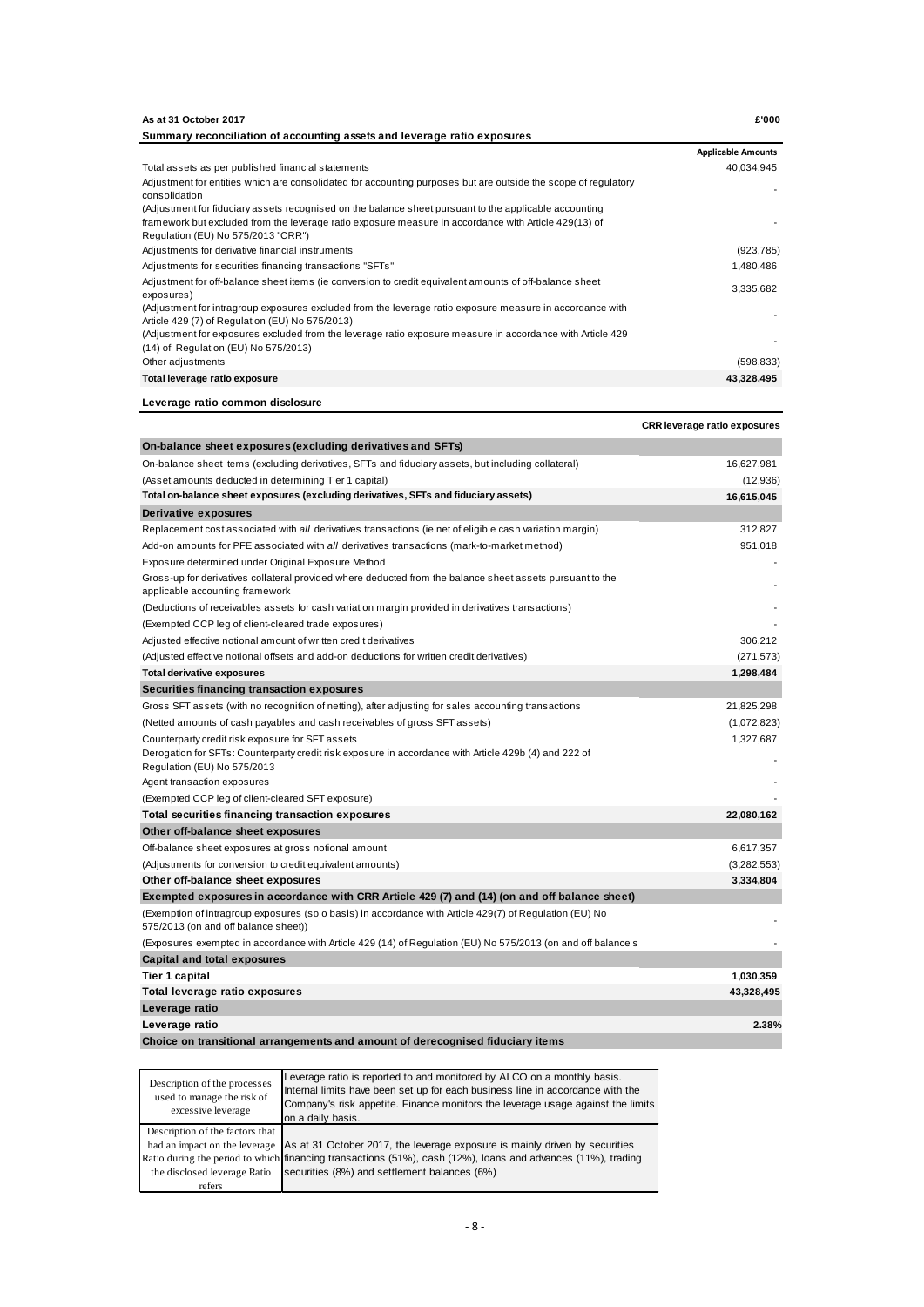**As at 31 October 2017** **£'000**

**Summary reconciliation of accounting assets and leverage ratio exposures**

| | Applicable Amounts |
|---|---|
| Total assets as per published financial statements | 40,034,945 |
| Adjustment for entities which are consolidated for accounting purposes but are outside the scope of regulatory consolidation | - |
| (Adjustment for fiduciary assets recognised on the balance sheet pursuant to the applicable accounting framework but excluded from the leverage ratio exposure measure in accordance with Article 429(13) of Regulation (EU) No 575/2013 "CRR") | - |
| Adjustments for derivative financial instruments | (923,785) |
| Adjustments for securities financing transactions "SFTs" | 1,480,486 |
| Adjustment for off-balance sheet items (ie conversion to credit equivalent amounts of off-balance sheet exposures) | 3,335,682 |
| (Adjustment for intragroup exposures excluded from the leverage ratio exposure measure in accordance with Article 429 (7) of Regulation (EU) No 575/2013) | - |
| (Adjustment for exposures excluded from the leverage ratio exposure measure in accordance with Article 429 (14) of Regulation (EU) No 575/2013) | - |
| Other adjustments | (598,833) |
| **Total leverage ratio exposure** | **43,328,495** |

**Leverage ratio common disclosure**

| | CRR leverage ratio exposures |
|---|---|
| **On-balance sheet exposures (excluding derivatives and SFTs)** | |
| On-balance sheet items (excluding derivatives, SFTs and fiduciary assets, but including collateral) | 16,627,981 |
| (Asset amounts deducted in determining Tier 1 capital) | (12,936) |
| **Total on-balance sheet exposures (excluding derivatives, SFTs and fiduciary assets)** | **16,615,045** |
| **Derivative exposures** | |
| Replacement cost associated with *all* derivatives transactions (ie net of eligible cash variation margin) | 312,827 |
| Add-on amounts for PFE associated with *all* derivatives transactions (mark-to-market method) | 951,018 |
| Exposure determined under Original Exposure Method | - |
| Gross-up for derivatives collateral provided where deducted from the balance sheet assets pursuant to the applicable accounting framework | - |
| (Deductions of receivables assets for cash variation margin provided in derivatives transactions) | - |
| (Exempted CCP leg of client-cleared trade exposures) | - |
| Adjusted effective notional amount of written credit derivatives | 306,212 |
| (Adjusted effective notional offsets and add-on deductions for written credit derivatives) | (271,573) |
| **Total derivative exposures** | **1,298,484** |
| **Securities financing transaction exposures** | |
| Gross SFT assets (with no recognition of netting), after adjusting for sales accounting transactions | 21,825,298 |
| (Netted amounts of cash payables and cash receivables of gross SFT assets) | (1,072,823) |
| Counterparty credit risk exposure for SFT assets | 1,327,687 |
| Derogation for SFTs: Counterparty credit risk exposure in accordance with Article 429b (4) and 222 of Regulation (EU) No 575/2013 | - |
| Agent transaction exposures | - |
| (Exempted CCP leg of client-cleared SFT exposure) | - |
| **Total securities financing transaction exposures** | **22,080,162** |
| **Other off-balance sheet exposures** | |
| Off-balance sheet exposures at gross notional amount | 6,617,357 |
| (Adjustments for conversion to credit equivalent amounts) | (3,282,553) |
| **Other off-balance sheet exposures** | **3,334,804** |
| **Exempted exposures in accordance with CRR Article 429 (7) and (14) (on and off balance sheet)** | |
| (Exemption of intragroup exposures (solo basis) in accordance with Article 429(7) of Regulation (EU) No 575/2013 (on and off balance sheet)) | - |
| (Exposures exempted in accordance with Article 429 (14) of Regulation (EU) No 575/2013 (on and off balance s | - |
| **Capital and total exposures** | |
| **Tier 1 capital** | **1,030,359** |
| **Total leverage ratio exposures** | **43,328,495** |
| **Leverage ratio** | |
| **Leverage ratio** | **2.38%** |
| **Choice on transitional arrangements and amount of derecognised fiduciary items** | |

| | |
|---|---|
| Description of the processes used to manage the risk of excessive leverage | Leverage ratio is reported to and monitored by ALCO on a monthly basis. Internal limits have been set up for each business line in accordance with the Company's risk appetite. Finance monitors the leverage usage against the limits on a daily basis. |
| Description of the factors that had an impact on the leverage Ratio during the period to which the disclosed leverage Ratio refers | As at 31 October 2017, the leverage exposure is mainly driven by securities financing transactions (51%), cash (12%), loans and advances (11%), trading securities (8%) and settlement balances (6%) |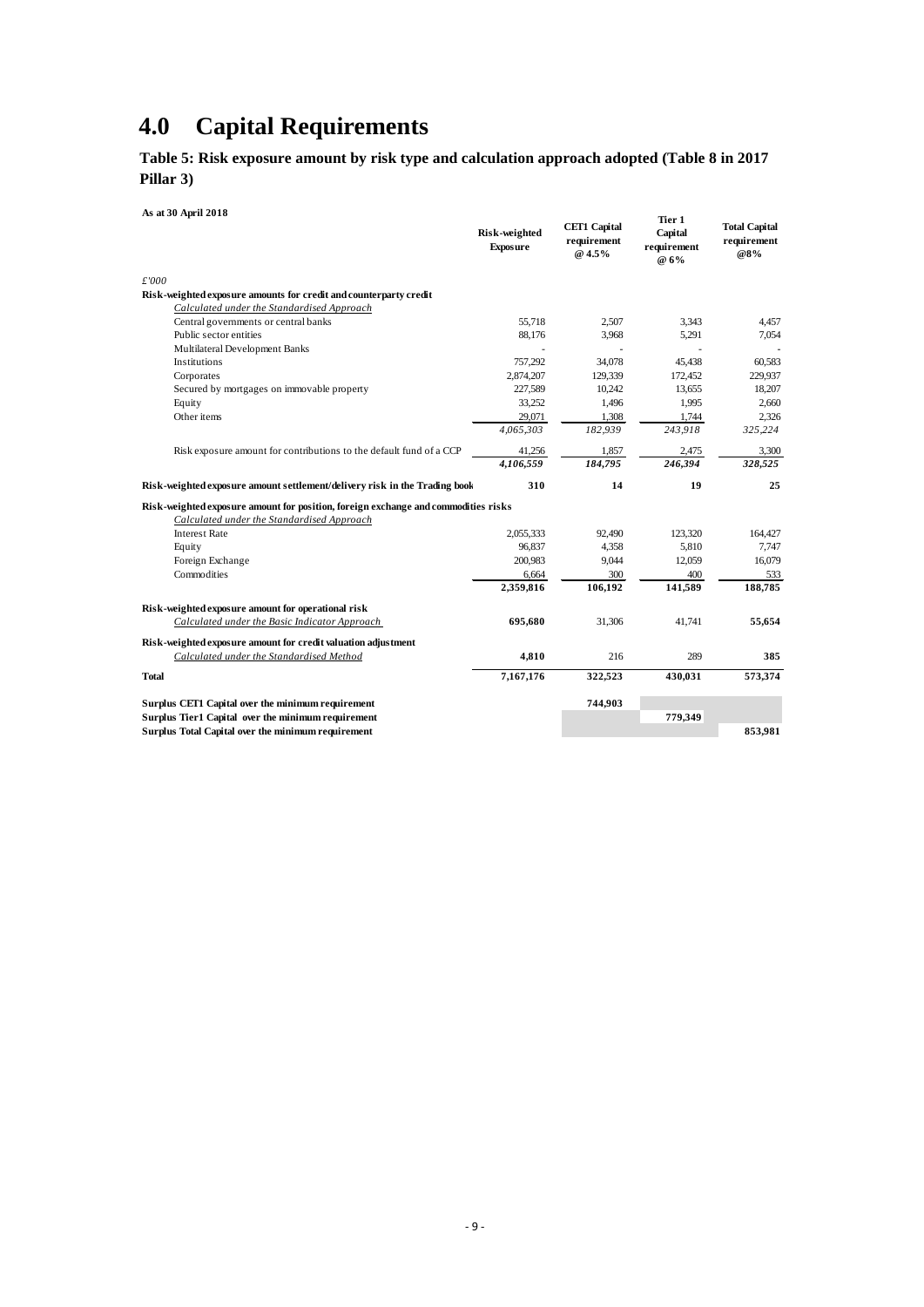# 4.0 Capital Requirements

**Table 5: Risk exposure amount by risk type and calculation approach adopted (Table 8 in 2017 Pillar 3)**

| As at 30 April 2018 | Risk-weighted Exposure | CET1 Capital requirement @ 4.5% | Tier 1 Capital requirement @ 6% | Total Capital requirement @8% |
|---|---|---|---|---|
| *£'000* | | | | |
| **Risk-weighted exposure amounts for credit and counterparty credit** | | | | |
| *Calculated under the Standardised Approach* | | | | |
| Central governments or central banks | 55,718 | 2,507 | 3,343 | 4,457 |
| Public sector entities | 88,176 | 3,968 | 5,291 | 7,054 |
| Multilateral Development Banks | - | - | - | - |
| Institutions | 757,292 | 34,078 | 45,438 | 60,583 |
| Corporates | 2,874,207 | 129,339 | 172,452 | 229,937 |
| Secured by mortgages on immovable property | 227,589 | 10,242 | 13,655 | 18,207 |
| Equity | 33,252 | 1,496 | 1,995 | 2,660 |
| Other items | 29,071 | 1,308 | 1,744 | 2,326 |
| | *4,065,303* | *182,939* | *243,918* | *325,224* |
| Risk exposure amount for contributions to the default fund of a CCP | 41,256 | 1,857 | 2,475 | 3,300 |
| | *4,106,559* | *184,795* | *246,394* | *328,525* |
| **Risk-weighted exposure amount settlement/delivery risk in the Trading book** | **310** | **14** | **19** | **25** |
| **Risk-weighted exposure amount for position, foreign exchange and commodities risks** | | | | |
| *Calculated under the Standardised Approach* | | | | |
| Interest Rate | 2,055,333 | 92,490 | 123,320 | 164,427 |
| Equity | 96,837 | 4,358 | 5,810 | 7,747 |
| Foreign Exchange | 200,983 | 9,044 | 12,059 | 16,079 |
| Commodities | 6,664 | 300 | 400 | 533 |
| | **2,359,816** | **106,192** | **141,589** | **188,785** |
| **Risk-weighted exposure amount for operational risk** | | | | |
| *Calculated under the Basic Indicator Approach* | **695,680** | 31,306 | 41,741 | **55,654** |
| **Risk-weighted exposure amount for credit valuation adjustment** | | | | |
| *Calculated under the Standardised Method* | **4,810** | 216 | 289 | **385** |
| **Total** | **7,167,176** | **322,523** | **430,031** | **573,374** |
| **Surplus CET1 Capital over the minimum requirement** | | **744,903** | | |
| **Surplus Tier1 Capital over the minimum requirement** | | | **779,349** | |
| **Surplus Total Capital over the minimum requirement** | | | | **853,981** |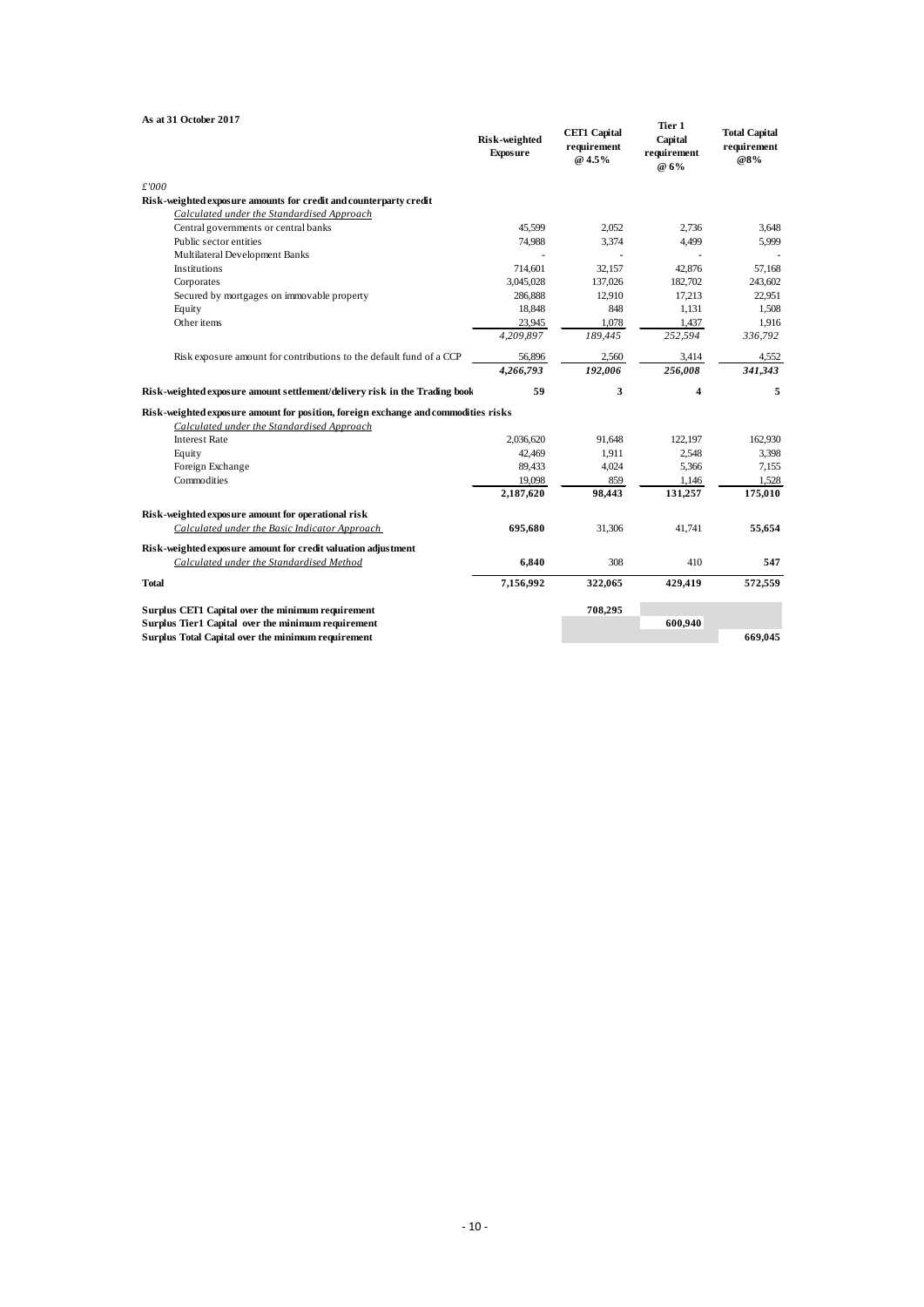**As at 31 October 2017**

| £'000 | Risk-weighted Exposure | CET1 Capital requirement @ 4.5% | Tier 1 Capital requirement @ 6% | Total Capital requirement @8% |
|---|---|---|---|---|
| **Risk-weighted exposure amounts for credit and counterparty credit** | | | | |
| *Calculated under the Standardised Approach* | | | | |
| Central governments or central banks | 45,599 | 2,052 | 2,736 | 3,648 |
| Public sector entities | 74,988 | 3,374 | 4,499 | 5,999 |
| Multilateral Development Banks | - | - | - | - |
| Institutions | 714,601 | 32,157 | 42,876 | 57,168 |
| Corporates | 3,045,028 | 137,026 | 182,702 | 243,602 |
| Secured by mortgages on immovable property | 286,888 | 12,910 | 17,213 | 22,951 |
| Equity | 18,848 | 848 | 1,131 | 1,508 |
| Other items | 23,945 | 1,078 | 1,437 | 1,916 |
| | *4,209,897* | *189,445* | *252,594* | *336,792* |
| Risk exposure amount for contributions to the default fund of a CCP | 56,896 | 2,560 | 3,414 | 4,552 |
| | ***4,266,793*** | ***192,006*** | ***256,008*** | ***341,343*** |
| **Risk-weighted exposure amount settlement/delivery risk in the Trading book** | **59** | **3** | **4** | **5** |
| **Risk-weighted exposure amount for position, foreign exchange and commodities risks** | | | | |
| *Calculated under the Standardised Approach* | | | | |
| Interest Rate | 2,036,620 | 91,648 | 122,197 | 162,930 |
| Equity | 42,469 | 1,911 | 2,548 | 3,398 |
| Foreign Exchange | 89,433 | 4,024 | 5,366 | 7,155 |
| Commodities | 19,098 | 859 | 1,146 | 1,528 |
| | **2,187,620** | **98,443** | **131,257** | **175,010** |
| **Risk-weighted exposure amount for operational risk** | | | | |
| *Calculated under the Basic Indicator Approach* | **695,680** | 31,306 | 41,741 | **55,654** |
| **Risk-weighted exposure amount for credit valuation adjustment** | | | | |
| *Calculated under the Standardised Method* | **6,840** | 308 | 410 | **547** |
| **Total** | **7,156,992** | **322,065** | **429,419** | **572,559** |
| **Surplus CET1 Capital over the minimum requirement** | | **708,295** | | |
| **Surplus Tier1 Capital over the minimum requirement** | | | **600,940** | |
| **Surplus Total Capital over the minimum requirement** | | | | **669,045** |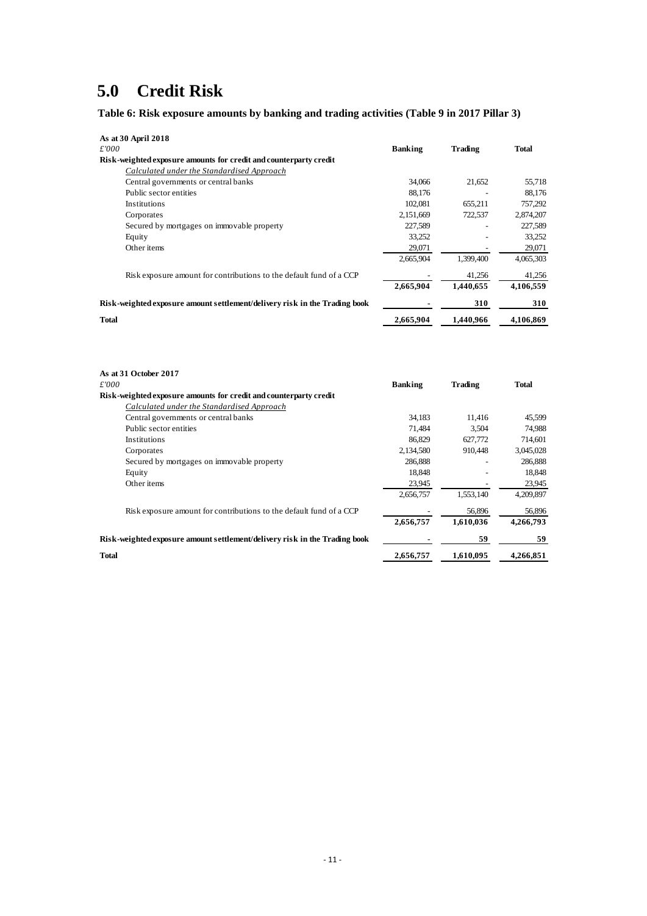# 5.0 Credit Risk

**Table 6: Risk exposure amounts by banking and trading activities (Table 9 in 2017 Pillar 3)**

| **As at 30 April 2018** | | | |
|---|---|---|---|
| *£'000* | **Banking** | **Trading** | **Total** |
| **Risk-weighted exposure amounts for credit and counterparty credit** | | | |
| *Calculated under the Standardised Approach* | | | |
| Central governments or central banks | 34,066 | 21,652 | 55,718 |
| Public sector entities | 88,176 | - | 88,176 |
| Institutions | 102,081 | 655,211 | 757,292 |
| Corporates | 2,151,669 | 722,537 | 2,874,207 |
| Secured by mortgages on immovable property | 227,589 | - | 227,589 |
| Equity | 33,252 | - | 33,252 |
| Other items | 29,071 | - | 29,071 |
| | 2,665,904 | 1,399,400 | 4,065,303 |
| Risk exposure amount for contributions to the default fund of a CCP | - | 41,256 | 41,256 |
| | **2,665,904** | **1,440,655** | **4,106,559** |
| **Risk-weighted exposure amount settlement/delivery risk in the Trading book** | **-** | **310** | **310** |
| **Total** | **2,665,904** | **1,440,966** | **4,106,869** |

| **As at 31 October 2017** | | | |
|---|---|---|---|
| *£'000* | **Banking** | **Trading** | **Total** |
| **Risk-weighted exposure amounts for credit and counterparty credit** | | | |
| *Calculated under the Standardised Approach* | | | |
| Central governments or central banks | 34,183 | 11,416 | 45,599 |
| Public sector entities | 71,484 | 3,504 | 74,988 |
| Institutions | 86,829 | 627,772 | 714,601 |
| Corporates | 2,134,580 | 910,448 | 3,045,028 |
| Secured by mortgages on immovable property | 286,888 | - | 286,888 |
| Equity | 18,848 | - | 18,848 |
| Other items | 23,945 | - | 23,945 |
| | 2,656,757 | 1,553,140 | 4,209,897 |
| Risk exposure amount for contributions to the default fund of a CCP | - | 56,896 | 56,896 |
| | **2,656,757** | **1,610,036** | **4,266,793** |
| **Risk-weighted exposure amount settlement/delivery risk in the Trading book** | **-** | **59** | **59** |
| **Total** | **2,656,757** | **1,610,095** | **4,266,851** |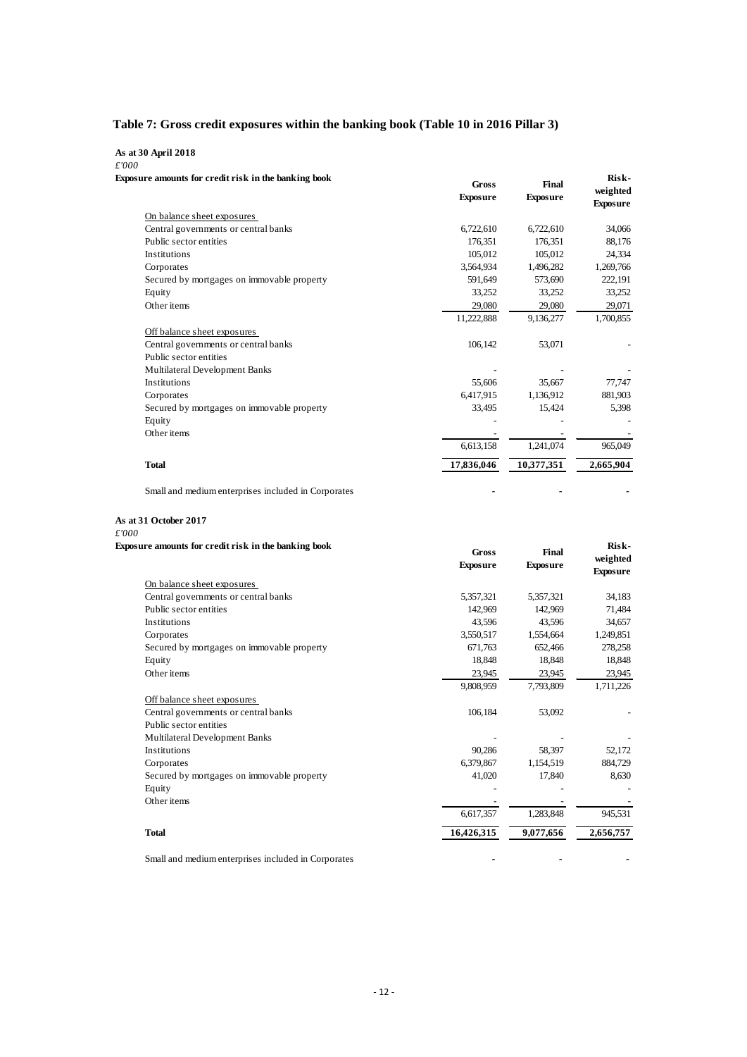## Table 7: Gross credit exposures within the banking book (Table 10 in 2016 Pillar 3)

**As at 30 April 2018**

*£'000*

| Exposure amounts for credit risk in the banking book | Gross Exposure | Final Exposure | Risk-weighted Exposure |
|---|---|---|---|
| On balance sheet exposures | | | |
| Central governments or central banks | 6,722,610 | 6,722,610 | 34,066 |
| Public sector entities | 176,351 | 176,351 | 88,176 |
| Institutions | 105,012 | 105,012 | 24,334 |
| Corporates | 3,564,934 | 1,496,282 | 1,269,766 |
| Secured by mortgages on immovable property | 591,649 | 573,690 | 222,191 |
| Equity | 33,252 | 33,252 | 33,252 |
| Other items | 29,080 | 29,080 | 29,071 |
| | 11,222,888 | 9,136,277 | 1,700,855 |
| Off balance sheet exposures | | | |
| Central governments or central banks | 106,142 | 53,071 | - |
| Public sector entities | | | |
| Multilateral Development Banks | - | - | - |
| Institutions | 55,606 | 35,667 | 77,747 |
| Corporates | 6,417,915 | 1,136,912 | 881,903 |
| Secured by mortgages on immovable property | 33,495 | 15,424 | 5,398 |
| Equity | - | - | - |
| Other items | - | - | - |
| | 6,613,158 | 1,241,074 | 965,049 |
| **Total** | **17,836,046** | **10,377,351** | **2,665,904** |
| Small and medium enterprises included in Corporates | - | - | - |

**As at 31 October 2017**

*£'000*

| Exposure amounts for credit risk in the banking book | Gross Exposure | Final Exposure | Risk-weighted Exposure |
|---|---|---|---|
| On balance sheet exposures | | | |
| Central governments or central banks | 5,357,321 | 5,357,321 | 34,183 |
| Public sector entities | 142,969 | 142,969 | 71,484 |
| Institutions | 43,596 | 43,596 | 34,657 |
| Corporates | 3,550,517 | 1,554,664 | 1,249,851 |
| Secured by mortgages on immovable property | 671,763 | 652,466 | 278,258 |
| Equity | 18,848 | 18,848 | 18,848 |
| Other items | 23,945 | 23,945 | 23,945 |
| | 9,808,959 | 7,793,809 | 1,711,226 |
| Off balance sheet exposures | | | |
| Central governments or central banks | 106,184 | 53,092 | - |
| Public sector entities | | | |
| Multilateral Development Banks | - | - | - |
| Institutions | 90,286 | 58,397 | 52,172 |
| Corporates | 6,379,867 | 1,154,519 | 884,729 |
| Secured by mortgages on immovable property | 41,020 | 17,840 | 8,630 |
| Equity | - | - | - |
| Other items | - | - | - |
| | 6,617,357 | 1,283,848 | 945,531 |
| **Total** | **16,426,315** | **9,077,656** | **2,656,757** |
| Small and medium enterprises included in Corporates | - | - | - |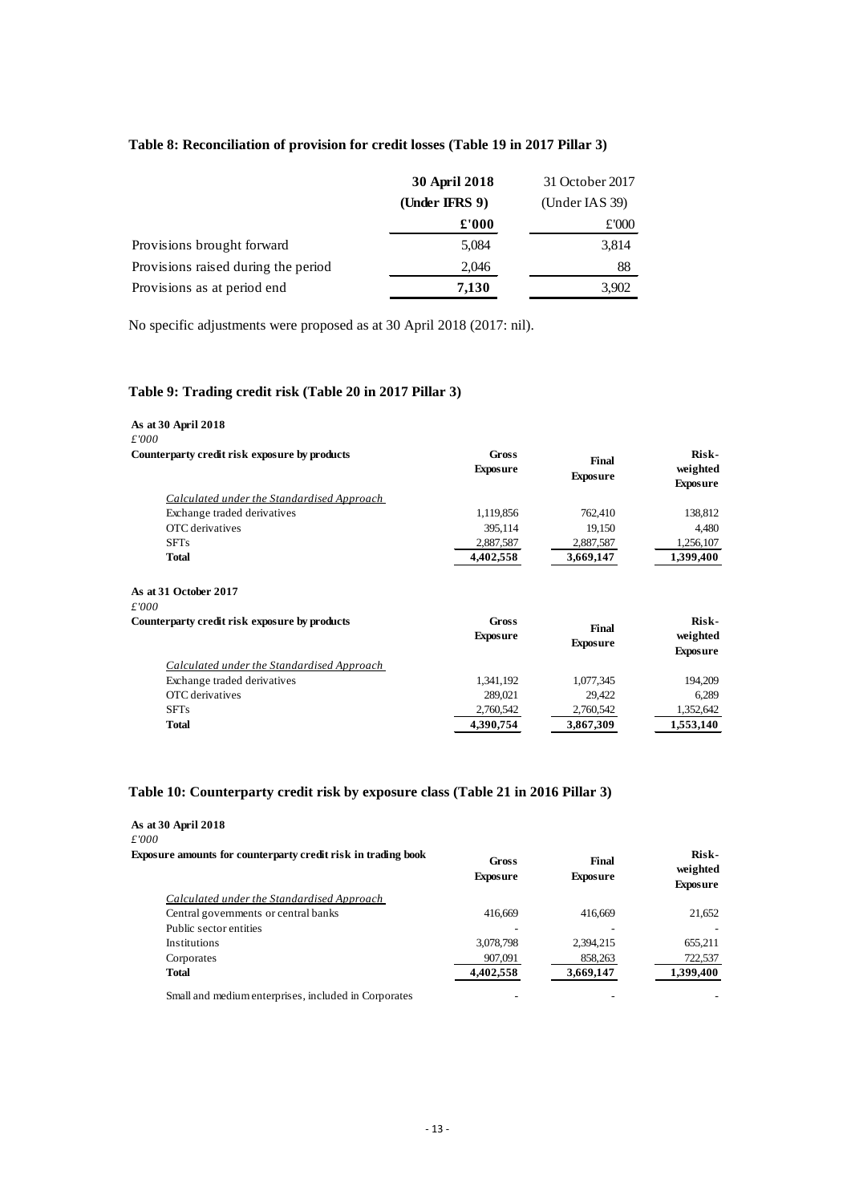### Table 8: Reconciliation of provision for credit losses (Table 19 in 2017 Pillar 3)

| | **30 April 2018** | 31 October 2017 |
|---|---|---|
| | **(Under IFRS 9)** | (Under IAS 39) |
| | **£'000** | £'000 |
| Provisions brought forward | 5,084 | 3,814 |
| Provisions raised during the period | 2,046 | 88 |
| Provisions as at period end | **7,130** | 3,902 |

No specific adjustments were proposed as at 30 April 2018 (2017: nil).

### Table 9: Trading credit risk (Table 20 in 2017 Pillar 3)

**As at 30 April 2018**
*£'000*

| **Counterparty credit risk exposure by products** | **Gross Exposure** | **Final Exposure** | **Risk-weighted Exposure** |
|---|---|---|---|
| *Calculated under the Standardised Approach* | | | |
| Exchange traded derivatives | 1,119,856 | 762,410 | 138,812 |
| OTC derivatives | 395,114 | 19,150 | 4,480 |
| SFTs | 2,887,587 | 2,887,587 | 1,256,107 |
| **Total** | **4,402,558** | **3,669,147** | **1,399,400** |

**As at 31 October 2017**
*£'000*

| **Counterparty credit risk exposure by products** | **Gross Exposure** | **Final Exposure** | **Risk-weighted Exposure** |
|---|---|---|---|
| *Calculated under the Standardised Approach* | | | |
| Exchange traded derivatives | 1,341,192 | 1,077,345 | 194,209 |
| OTC derivatives | 289,021 | 29,422 | 6,289 |
| SFTs | 2,760,542 | 2,760,542 | 1,352,642 |
| **Total** | **4,390,754** | **3,867,309** | **1,553,140** |

### Table 10: Counterparty credit risk by exposure class (Table 21 in 2016 Pillar 3)

**As at 30 April 2018**
*£'000*

| **Exposure amounts for counterparty credit risk in trading book** | **Gross Exposure** | **Final Exposure** | **Risk-weighted Exposure** |
|---|---|---|---|
| *Calculated under the Standardised Approach* | | | |
| Central governments or central banks | 416,669 | 416,669 | 21,652 |
| Public sector entities | - | - | - |
| Institutions | 3,078,798 | 2,394,215 | 655,211 |
| Corporates | 907,091 | 858,263 | 722,537 |
| **Total** | **4,402,558** | **3,669,147** | **1,399,400** |
| Small and medium enterprises, included in Corporates | - | - | - |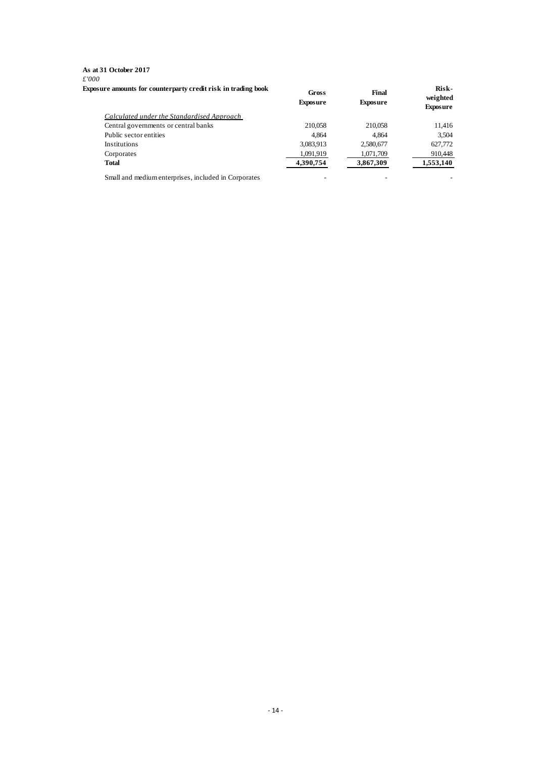**As at 31 October 2017**

*£'000*

| Exposure amounts for counterparty credit risk in trading book | Gross Exposure | Final Exposure | Risk-weighted Exposure |
|---|---|---|---|
| *Calculated under the Standardised Approach* | | | |
| Central governments or central banks | 210,058 | 210,058 | 11,416 |
| Public sector entities | 4,864 | 4,864 | 3,504 |
| Institutions | 3,083,913 | 2,580,677 | 627,772 |
| Corporates | 1,091,919 | 1,071,709 | 910,448 |
| **Total** | **4,390,754** | **3,867,309** | **1,553,140** |
| Small and medium enterprises, included in Corporates | - | - | - |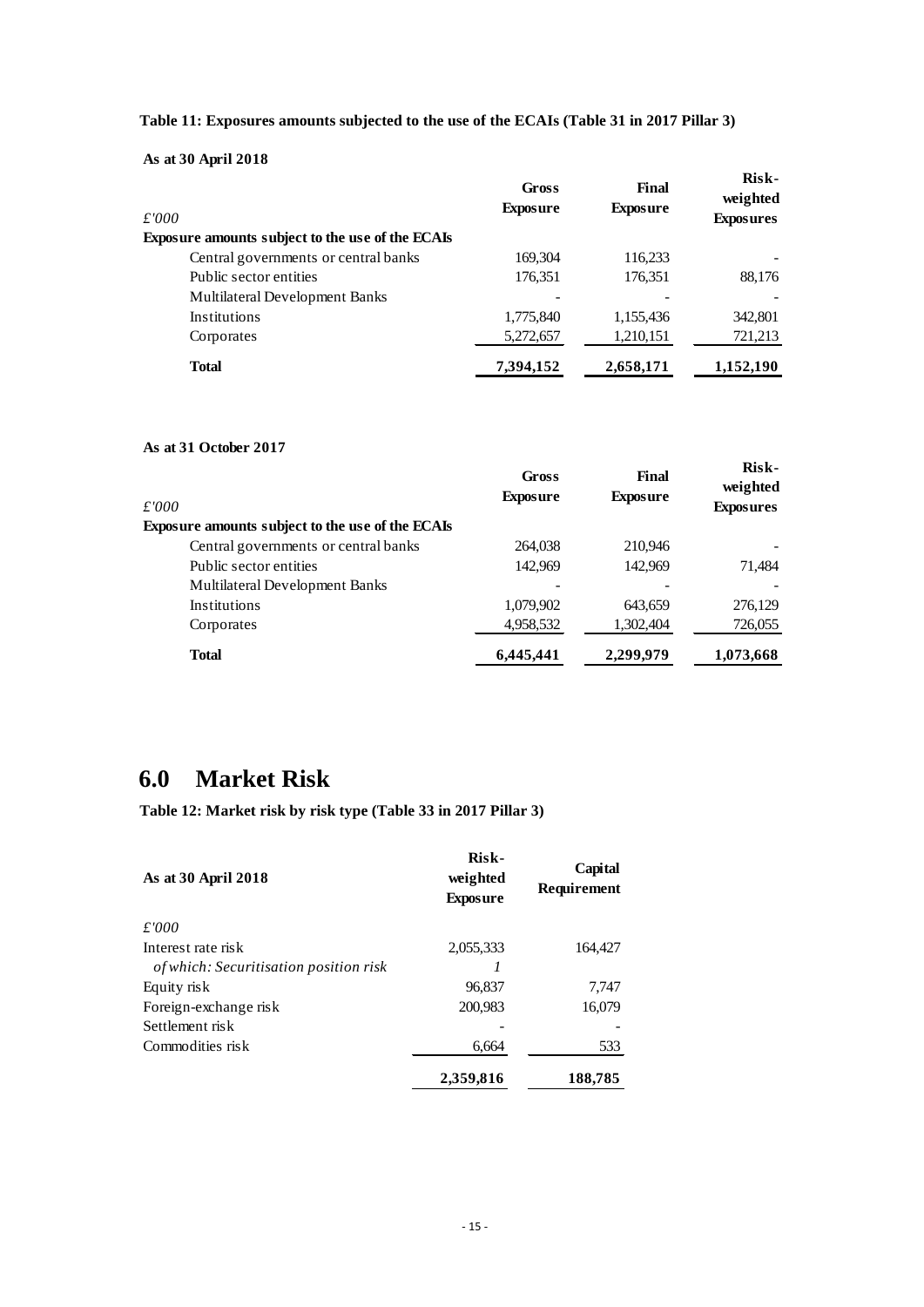**Table 11: Exposures amounts subjected to the use of the ECAIs (Table 31 in 2017 Pillar 3)**

**As at 30 April 2018**

| £'000 | Gross Exposure | Final Exposure | Risk-weighted Exposures |
|---|---|---|---|
| **Exposure amounts subject to the use of the ECAIs** | | | |
| Central governments or central banks | 169,304 | 116,233 | - |
| Public sector entities | 176,351 | 176,351 | 88,176 |
| Multilateral Development Banks | - | - | - |
| Institutions | 1,775,840 | 1,155,436 | 342,801 |
| Corporates | 5,272,657 | 1,210,151 | 721,213 |
| **Total** | **7,394,152** | **2,658,171** | **1,152,190** |

**As at 31 October 2017**

| £'000 | Gross Exposure | Final Exposure | Risk-weighted Exposures |
|---|---|---|---|
| **Exposure amounts subject to the use of the ECAIs** | | | |
| Central governments or central banks | 264,038 | 210,946 | - |
| Public sector entities | 142,969 | 142,969 | 71,484 |
| Multilateral Development Banks | - | - | - |
| Institutions | 1,079,902 | 643,659 | 276,129 |
| Corporates | 4,958,532 | 1,302,404 | 726,055 |
| **Total** | **6,445,441** | **2,299,979** | **1,073,668** |

# 6.0 Market Risk

**Table 12: Market risk by risk type (Table 33 in 2017 Pillar 3)**

| **As at 30 April 2018** | Risk-weighted Exposure | Capital Requirement |
|---|---|---|
| *£'000* | | |
| Interest rate risk | 2,055,333 | 164,427 |
| *of which: Securitisation position risk* | *1* | |
| Equity risk | 96,837 | 7,747 |
| Foreign-exchange risk | 200,983 | 16,079 |
| Settlement risk | - | - |
| Commodities risk | 6,664 | 533 |
| | **2,359,816** | **188,785** |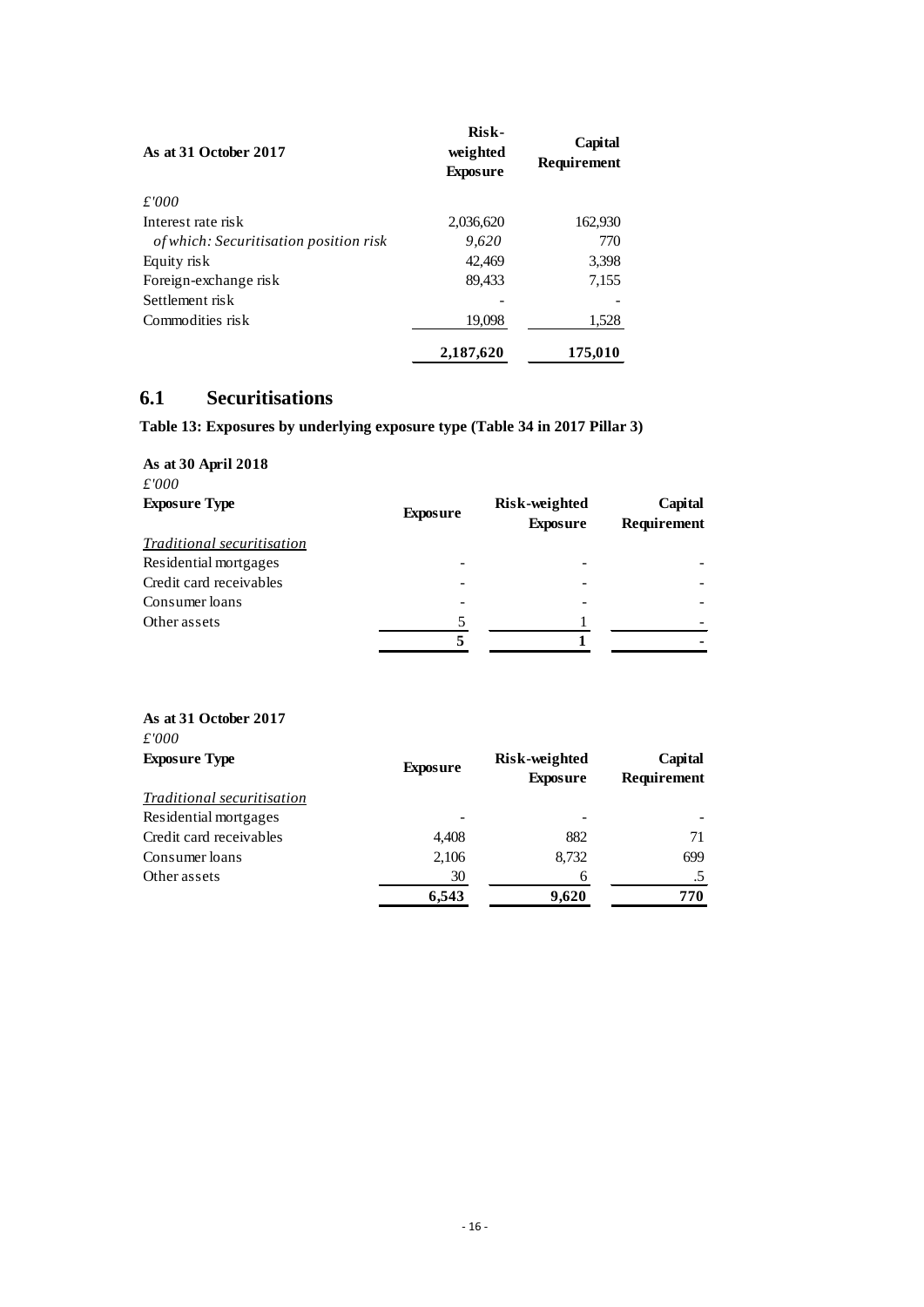| As at 31 October 2017 | Risk-weighted Exposure | Capital Requirement |
|---|---|---|
| *£'000* | | |
| Interest rate risk | 2,036,620 | 162,930 |
| *of which: Securitisation position risk* | *9,620* | 770 |
| Equity risk | 42,469 | 3,398 |
| Foreign-exchange risk | 89,433 | 7,155 |
| Settlement risk | - | - |
| Commodities risk | 19,098 | 1,528 |
| | **2,187,620** | **175,010** |

## 6.1 Securitisations

**Table 13: Exposures by underlying exposure type (Table 34 in 2017 Pillar 3)**

**As at 30 April 2018**
*£'000*

| Exposure Type | Exposure | Risk-weighted Exposure | Capital Requirement |
|---|---|---|---|
| *Traditional securitisation* | | | |
| Residential mortgages | - | - | - |
| Credit card receivables | - | - | - |
| Consumer loans | - | - | - |
| Other assets | 5 | 1 | - |
| | **5** | **1** | **-** |

**As at 31 October 2017**
*£'000*

| Exposure Type | Exposure | Risk-weighted Exposure | Capital Requirement |
|---|---|---|---|
| *Traditional securitisation* | | | |
| Residential mortgages | - | - | - |
| Credit card receivables | 4,408 | 882 | 71 |
| Consumer loans | 2,106 | 8,732 | 699 |
| Other assets | 30 | 6 | .5 |
| | **6,543** | **9,620** | **770** |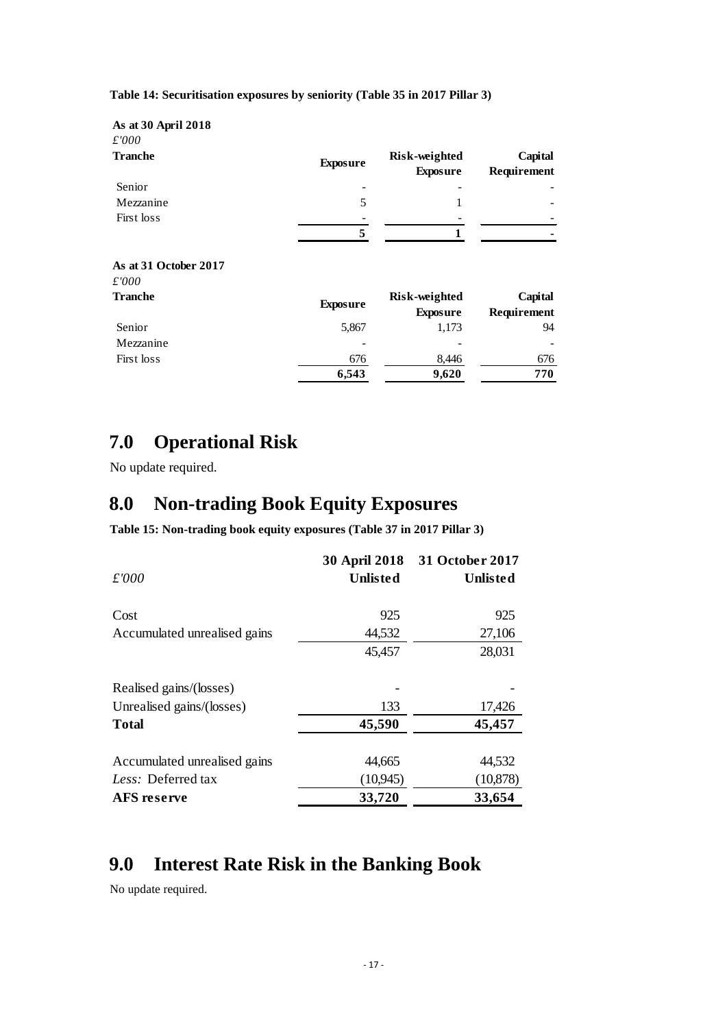**Table 14: Securitisation exposures by seniority (Table 35 in 2017 Pillar 3)**

**As at 30 April 2018**

| *£'000* **Tranche** | **Exposure** | **Risk-weighted Exposure** | **Capital Requirement** |
|---|---|---|---|
| Senior | - | - | - |
| Mezzanine | 5 | 1 | - |
| First loss | - | - | - |
| | **5** | **1** | **-** |

**As at 31 October 2017**

| *£'000* **Tranche** | **Exposure** | **Risk-weighted Exposure** | **Capital Requirement** |
|---|---|---|---|
| Senior | 5,867 | 1,173 | 94 |
| Mezzanine | - | - | - |
| First loss | 676 | 8,446 | 676 |
| | **6,543** | **9,620** | **770** |

# 7.0 Operational Risk

No update required.

# 8.0 Non-trading Book Equity Exposures

**Table 15: Non-trading book equity exposures (Table 37 in 2017 Pillar 3)**

| *£'000* | **30 April 2018 Unlisted** | **31 October 2017 Unlisted** |
|---|---|---|
| Cost | 925 | 925 |
| Accumulated unrealised gains | 44,532 | 27,106 |
| | 45,457 | 28,031 |
| | | |
| Realised gains/(losses) | - | - |
| Unrealised gains/(losses) | 133 | 17,426 |
| **Total** | **45,590** | **45,457** |
| | | |
| Accumulated unrealised gains | 44,665 | 44,532 |
| *Less:* Deferred tax | (10,945) | (10,878) |
| **AFS reserve** | **33,720** | **33,654** |

# 9.0 Interest Rate Risk in the Banking Book

No update required.